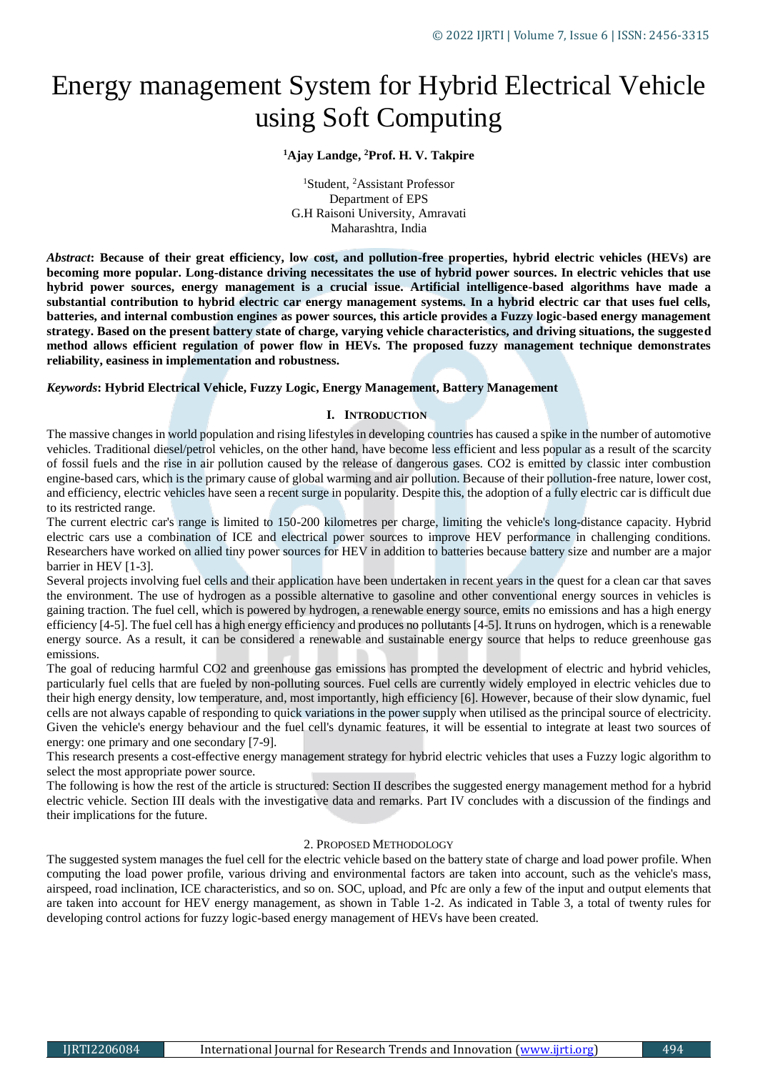# Energy management System for Hybrid Electrical Vehicle using Soft Computing

**[1]Ajay Landge, [2]Prof. H. V. Takpire**

[1]Student, [2]Assistant Professor
Department of EPS
G.H Raisoni University, Amravati
Maharashtra, India

***Abstract*: Because of their great efficiency, low cost, and pollution-free properties, hybrid electric vehicles (HEVs) are becoming more popular. Long-distance driving necessitates the use of hybrid power sources. In electric vehicles that use hybrid power sources, energy management is a crucial issue. Artificial intelligence-based algorithms have made a substantial contribution to hybrid electric car energy management systems. In a hybrid electric car that uses fuel cells, batteries, and internal combustion engines as power sources, this article provides a Fuzzy logic-based energy management strategy. Based on the present battery state of charge, varying vehicle characteristics, and driving situations, the suggested method allows efficient regulation of power flow in HEVs. The proposed fuzzy management technique demonstrates reliability, easiness in implementation and robustness.**

***Keywords*: Hybrid Electrical Vehicle, Fuzzy Logic, Energy Management, Battery Management**

## I. INTRODUCTION

The massive changes in world population and rising lifestyles in developing countries has caused a spike in the number of automotive vehicles. Traditional diesel/petrol vehicles, on the other hand, have become less efficient and less popular as a result of the scarcity of fossil fuels and the rise in air pollution caused by the release of dangerous gases. CO2 is emitted by classic inter combustion engine-based cars, which is the primary cause of global warming and air pollution. Because of their pollution-free nature, lower cost, and efficiency, electric vehicles have seen a recent surge in popularity. Despite this, the adoption of a fully electric car is difficult due to its restricted range.

The current electric car's range is limited to 150-200 kilometres per charge, limiting the vehicle's long-distance capacity. Hybrid electric cars use a combination of ICE and electrical power sources to improve HEV performance in challenging conditions. Researchers have worked on allied tiny power sources for HEV in addition to batteries because battery size and number are a major barrier in HEV [1-3].

Several projects involving fuel cells and their application have been undertaken in recent years in the quest for a clean car that saves the environment. The use of hydrogen as a possible alternative to gasoline and other conventional energy sources in vehicles is gaining traction. The fuel cell, which is powered by hydrogen, a renewable energy source, emits no emissions and has a high energy efficiency [4-5]. The fuel cell has a high energy efficiency and produces no pollutants [4-5]. It runs on hydrogen, which is a renewable energy source. As a result, it can be considered a renewable and sustainable energy source that helps to reduce greenhouse gas emissions.

The goal of reducing harmful CO2 and greenhouse gas emissions has prompted the development of electric and hybrid vehicles, particularly fuel cells that are fueled by non-polluting sources. Fuel cells are currently widely employed in electric vehicles due to their high energy density, low temperature, and, most importantly, high efficiency [6]. However, because of their slow dynamic, fuel cells are not always capable of responding to quick variations in the power supply when utilised as the principal source of electricity. Given the vehicle's energy behaviour and the fuel cell's dynamic features, it will be essential to integrate at least two sources of energy: one primary and one secondary [7-9].

This research presents a cost-effective energy management strategy for hybrid electric vehicles that uses a Fuzzy logic algorithm to select the most appropriate power source.

The following is how the rest of the article is structured: Section II describes the suggested energy management method for a hybrid electric vehicle. Section III deals with the investigative data and remarks. Part IV concludes with a discussion of the findings and their implications for the future.

## 2. PROPOSED METHODOLOGY

The suggested system manages the fuel cell for the electric vehicle based on the battery state of charge and load power profile. When computing the load power profile, various driving and environmental factors are taken into account, such as the vehicle's mass, airspeed, road inclination, ICE characteristics, and so on. SOC, upload, and Pfc are only a few of the input and output elements that are taken into account for HEV energy management, as shown in Table 1-2. As indicated in Table 3, a total of twenty rules for developing control actions for fuzzy logic-based energy management of HEVs have been created.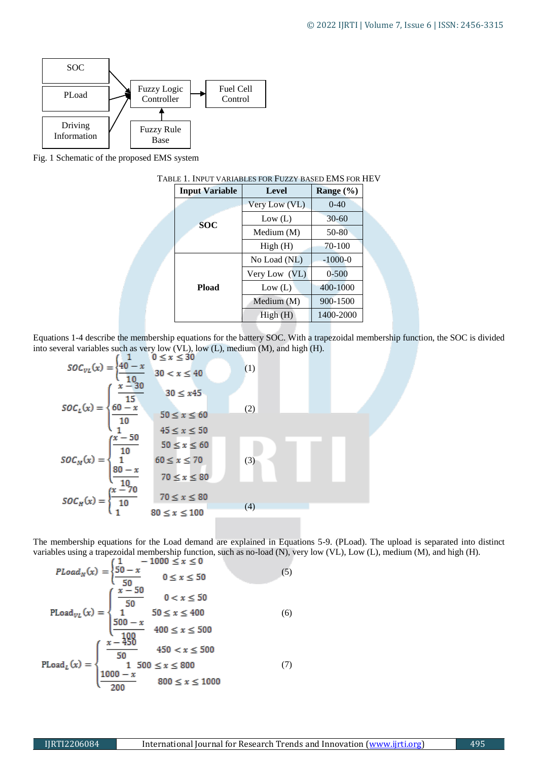SOC → Fuzzy Logic Controller
PLoad → Fuzzy Logic Controller
Driving Information → Fuzzy Logic Controller
Fuzzy Rule Base → Fuzzy Logic Controller
Fuzzy Logic Controller → Fuel Cell Control

Fig. 1 Schematic of the proposed EMS system

TABLE 1. INPUT VARIABLES FOR FUZZY BASED EMS FOR HEV

| Input Variable | Level | Range (%) |
|---|---|---|
| **SOC** | Very Low (VL) | 0-40 |
| | Low (L) | 30-60 |
| | Medium (M) | 50-80 |
| | High (H) | 70-100 |
| **Pload** | No Load (NL) | -1000-0 |
| | Very Low (VL) | 0-500 |
| | Low (L) | 400-1000 |
| | Medium (M) | 900-1500 |
| | High (H) | 1400-2000 |

Equations 1-4 describe the membership equations for the battery SOC. With a trapezoidal membership function, the SOC is divided into several variables such as very low (VL), low (L), medium (M), and high (H).

$$SOC_{VL}(x) = \begin{cases} 1 & 0 \le x \le 30 \\ \dfrac{40-x}{10} & 30 < x \le 40 \end{cases} \quad (1)$$

$$SOC_{L}(x) = \begin{cases} \dfrac{x-30}{15} & 30 \le x 45 \\ \dfrac{60-x}{10} & 50 \le x \le 60 \\ 1 & 45 \le x \le 50 \end{cases} \quad (2)$$

$$SOC_{M}(x) = \begin{cases} \dfrac{x-50}{10} & 50 \le x \le 60 \\ 1 & 60 \le x \le 70 \\ \dfrac{80-x}{10} & 70 \le x \le 80 \end{cases} \quad (3)$$

$$SOC_{H}(x) = \begin{cases} \dfrac{x-70}{10} & 70 \le x \le 80 \\ 1 & 80 \le x \le 100 \end{cases} \quad (4)$$

The membership equations for the Load demand are explained in Equations 5-9. (PLoad). The upload is separated into distinct variables using a trapezoidal membership function, such as no-load (N), very low (VL), Low (L), medium (M), and high (H).

$$PLoad_{N}(x) = \begin{cases} 1 & -1000 \le x \le 0 \\ \dfrac{50-x}{50} & 0 \le x \le 50 \end{cases} \quad (5)$$

$$PLoad_{VL}(x) = \begin{cases} \dfrac{x-50}{50} & 0 < x \le 50 \\ 1 & 50 \le x \le 400 \\ \dfrac{500-x}{100} & 400 \le x \le 500 \end{cases} \quad (6)$$

$$PLoad_{L}(x) = \begin{cases} \dfrac{x-450}{50} & 450 < x \le 500 \\ 1 & 500 \le x \le 800 \\ \dfrac{1000-x}{200} & 800 \le x \le 1000 \end{cases} \quad (7)$$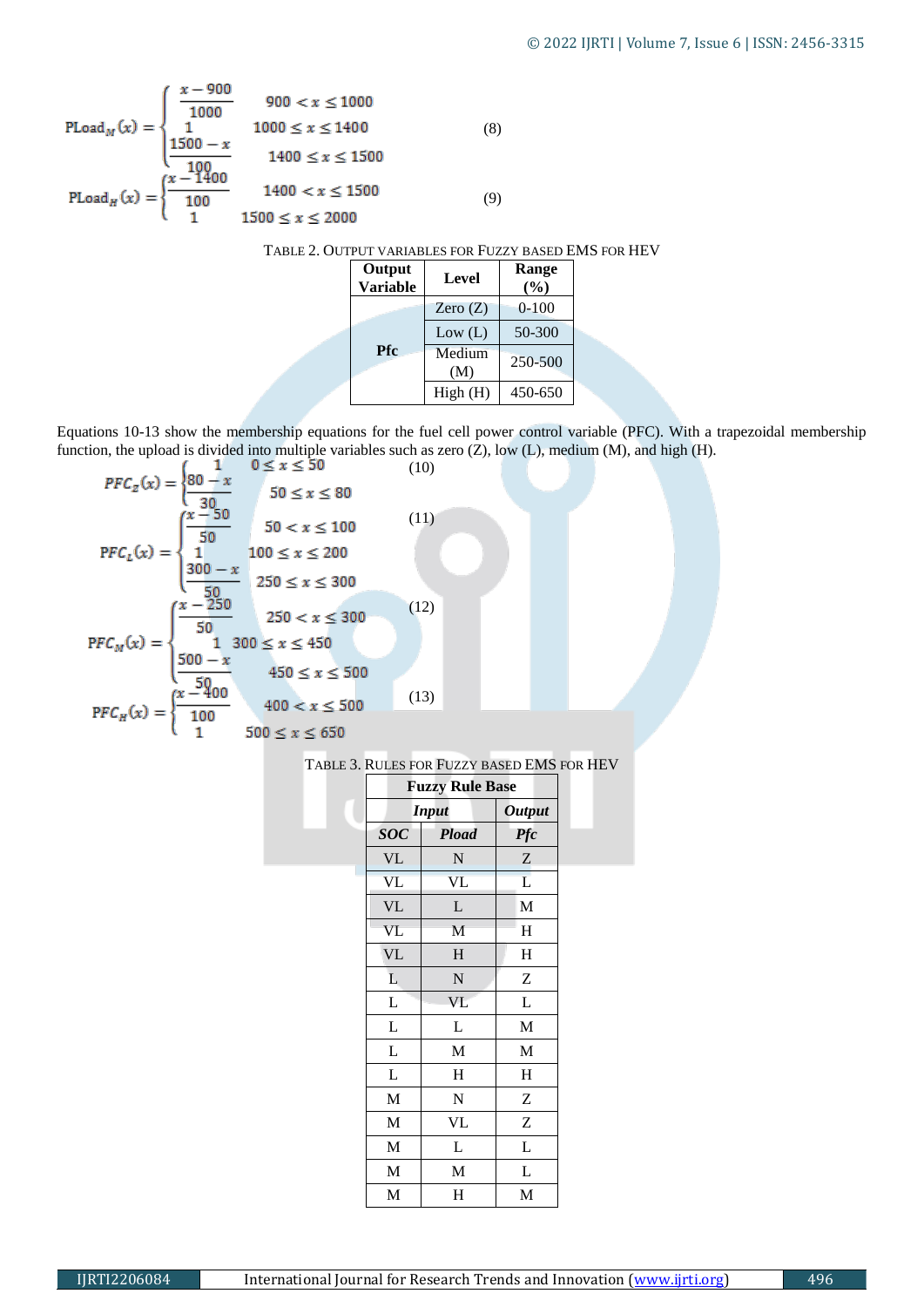$$PLoad_M(x) = \begin{cases} \frac{x-900}{1000} & 900 < x \leq 1000 \\ 1 & 1000 \leq x \leq 1400 \\ \frac{1500-x}{100} & 1400 \leq x \leq 1500 \end{cases} \quad (8)$$

$$PLoad_H(x) = \begin{cases} \frac{x-1400}{100} & 1400 < x \leq 1500 \\ 1 & 1500 \leq x \leq 2000 \end{cases} \quad (9)$$

TABLE 2. OUTPUT VARIABLES FOR FUZZY BASED EMS FOR HEV

| Output Variable | Level | Range (%) |
|---|---|---|
| Pfc | Zero (Z) | 0-100 |
| | Low (L) | 50-300 |
| | Medium (M) | 250-500 |
| | High (H) | 450-650 |

Equations 10-13 show the membership equations for the fuel cell power control variable (PFC). With a trapezoidal membership function, the upload is divided into multiple variables such as zero (Z), low (L), medium (M), and high (H).

$$PFC_Z(x) = \begin{cases} 1 & 0 \leq x \leq 50 \\ \frac{80-x}{30} & 50 \leq x \leq 80 \end{cases} \quad (10)$$

$$PFC_L(x) = \begin{cases} \frac{x-50}{50} & 50 < x \leq 100 \\ 1 & 100 \leq x \leq 200 \\ \frac{300-x}{50} & 250 \leq x \leq 300 \end{cases} \quad (11)$$

$$PFC_M(x) = \begin{cases} \frac{x-250}{50} & 250 < x \leq 300 \\ 1 & 300 \leq x \leq 450 \\ \frac{500-x}{50} & 450 \leq x \leq 500 \end{cases} \quad (12)$$

$$PFC_H(x) = \begin{cases} \frac{x-400}{100} & 400 < x \leq 500 \\ 1 & 500 \leq x \leq 650 \end{cases} \quad (13)$$

TABLE 3. RULES FOR FUZZY BASED EMS FOR HEV

| **Fuzzy Rule Base** | | |
|---|---|---|
| ***Input*** | | ***Output*** |
| ***SOC*** | ***Pload*** | ***Pfc*** |
| VL | N | Z |
| VL | VL | L |
| VL | L | M |
| VL | M | H |
| VL | H | H |
| L | N | Z |
| L | VL | L |
| L | L | M |
| L | M | M |
| L | H | H |
| M | N | Z |
| M | VL | Z |
| M | L | L |
| M | M | L |
| M | H | M |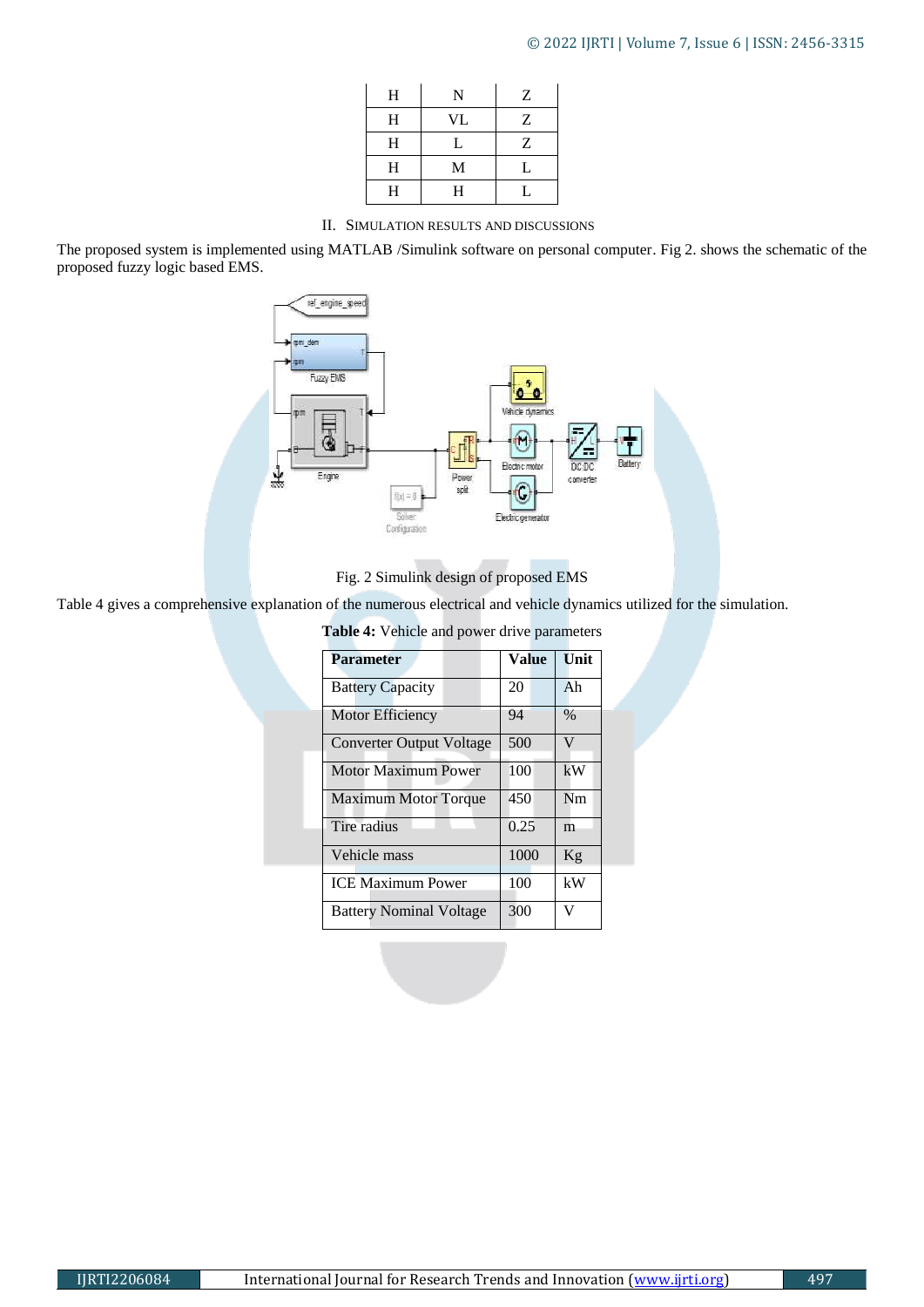| H | N | Z |
|---|---|---|
| H | VL | Z |
| H | L | Z |
| H | M | L |
| H | H | L |

## II. SIMULATION RESULTS AND DISCUSSIONS

The proposed system is implemented using MATLAB /Simulink software on personal computer. Fig 2. shows the schematic of the proposed fuzzy logic based EMS.

Fig. 2 Simulink design of proposed EMS

Table 4 gives a comprehensive explanation of the numerous electrical and vehicle dynamics utilized for the simulation.

**Table 4:** Vehicle and power drive parameters

| **Parameter** | **Value** | **Unit** |
|---|---|---|
| Battery Capacity | 20 | Ah |
| Motor Efficiency | 94 | % |
| Converter Output Voltage | 500 | V |
| Motor Maximum Power | 100 | kW |
| Maximum Motor Torque | 450 | Nm |
| Tire radius | 0.25 | m |
| Vehicle mass | 1000 | Kg |
| ICE Maximum Power | 100 | kW |
| Battery Nominal Voltage | 300 | V |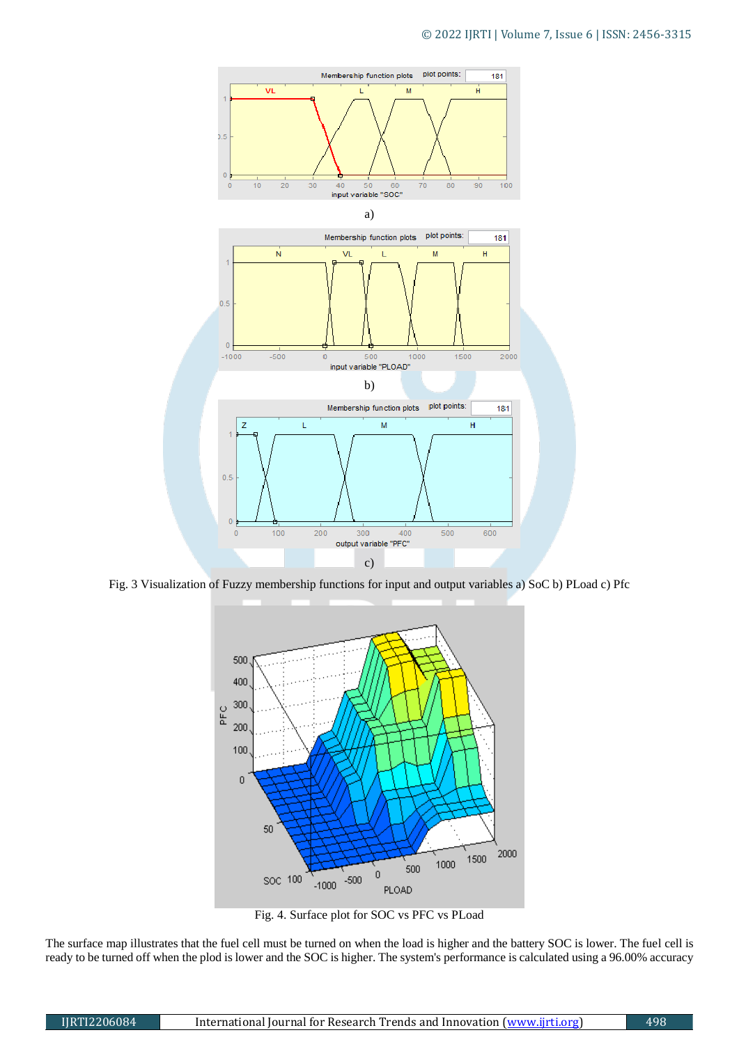a)

b)

c)

Fig. 3 Visualization of Fuzzy membership functions for input and output variables a) SoC b) PLoad c) Pfc

Fig. 4. Surface plot for SOC vs PFC vs PLoad

The surface map illustrates that the fuel cell must be turned on when the load is higher and the battery SOC is lower. The fuel cell is ready to be turned off when the plod is lower and the SOC is higher. The system's performance is calculated using a 96.00% accuracy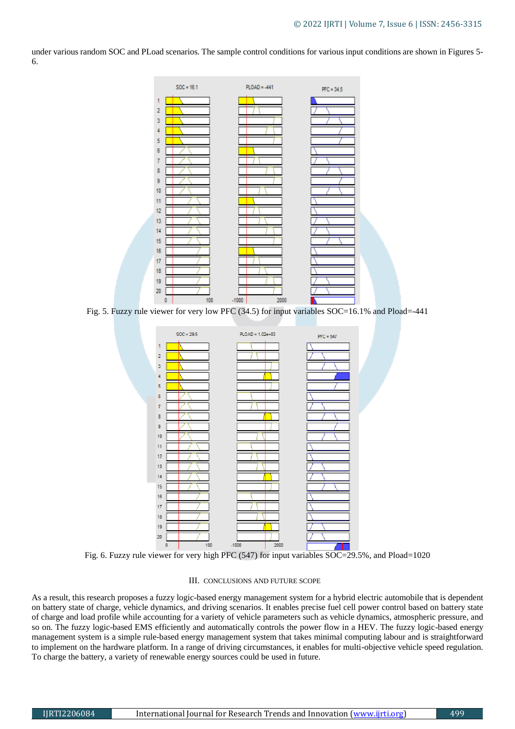under various random SOC and PLoad scenarios. The sample control conditions for various input conditions are shown in Figures 5-6.

Fig. 5. Fuzzy rule viewer for very low PFC (34.5) for input variables SOC=16.1% and Pload=-441

Fig. 6. Fuzzy rule viewer for very high PFC (547) for input variables SOC=29.5%, and Pload=1020

## III. CONCLUSIONS AND FUTURE SCOPE

As a result, this research proposes a fuzzy logic-based energy management system for a hybrid electric automobile that is dependent on battery state of charge, vehicle dynamics, and driving scenarios. It enables precise fuel cell power control based on battery state of charge and load profile while accounting for a variety of vehicle parameters such as vehicle dynamics, atmospheric pressure, and so on. The fuzzy logic-based EMS efficiently and automatically controls the power flow in a HEV. The fuzzy logic-based energy management system is a simple rule-based energy management system that takes minimal computing labour and is straightforward to implement on the hardware platform. In a range of driving circumstances, it enables for multi-objective vehicle speed regulation. To charge the battery, a variety of renewable energy sources could be used in future.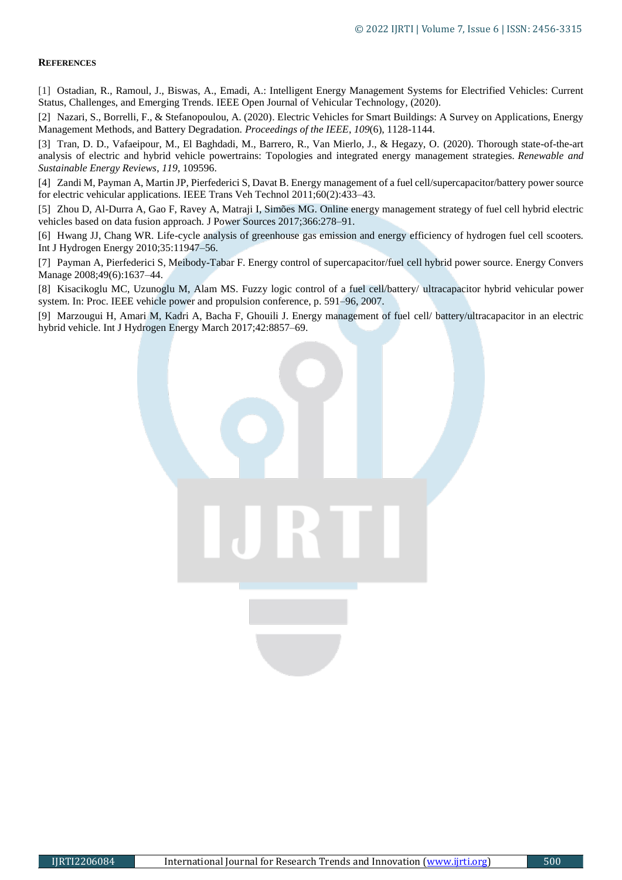## REFERENCES

[1] Ostadian, R., Ramoul, J., Biswas, A., Emadi, A.: Intelligent Energy Management Systems for Electrified Vehicles: Current Status, Challenges, and Emerging Trends. IEEE Open Journal of Vehicular Technology, (2020).

[2] Nazari, S., Borrelli, F., & Stefanopoulou, A. (2020). Electric Vehicles for Smart Buildings: A Survey on Applications, Energy Management Methods, and Battery Degradation. *Proceedings of the IEEE*, *109*(6), 1128-1144.

[3] Tran, D. D., Vafaeipour, M., El Baghdadi, M., Barrero, R., Van Mierlo, J., & Hegazy, O. (2020). Thorough state-of-the-art analysis of electric and hybrid vehicle powertrains: Topologies and integrated energy management strategies. *Renewable and Sustainable Energy Reviews*, *119*, 109596.

[4] Zandi M, Payman A, Martin JP, Pierfederici S, Davat B. Energy management of a fuel cell/supercapacitor/battery power source for electric vehicular applications. IEEE Trans Veh Technol 2011;60(2):433–43.

[5] Zhou D, Al-Durra A, Gao F, Ravey A, Matraji I, Simões MG. Online energy management strategy of fuel cell hybrid electric vehicles based on data fusion approach. J Power Sources 2017;366:278–91.

[6] Hwang JJ, Chang WR. Life-cycle analysis of greenhouse gas emission and energy efficiency of hydrogen fuel cell scooters. Int J Hydrogen Energy 2010;35:11947–56.

[7] Payman A, Pierfederici S, Meibody-Tabar F. Energy control of supercapacitor/fuel cell hybrid power source. Energy Convers Manage 2008;49(6):1637–44.

[8] Kisacikoglu MC, Uzunoglu M, Alam MS. Fuzzy logic control of a fuel cell/battery/ ultracapacitor hybrid vehicular power system. In: Proc. IEEE vehicle power and propulsion conference, p. 591–96, 2007.

[9] Marzougui H, Amari M, Kadri A, Bacha F, Ghouili J. Energy management of fuel cell/ battery/ultracapacitor in an electric hybrid vehicle. Int J Hydrogen Energy March 2017;42:8857–69.